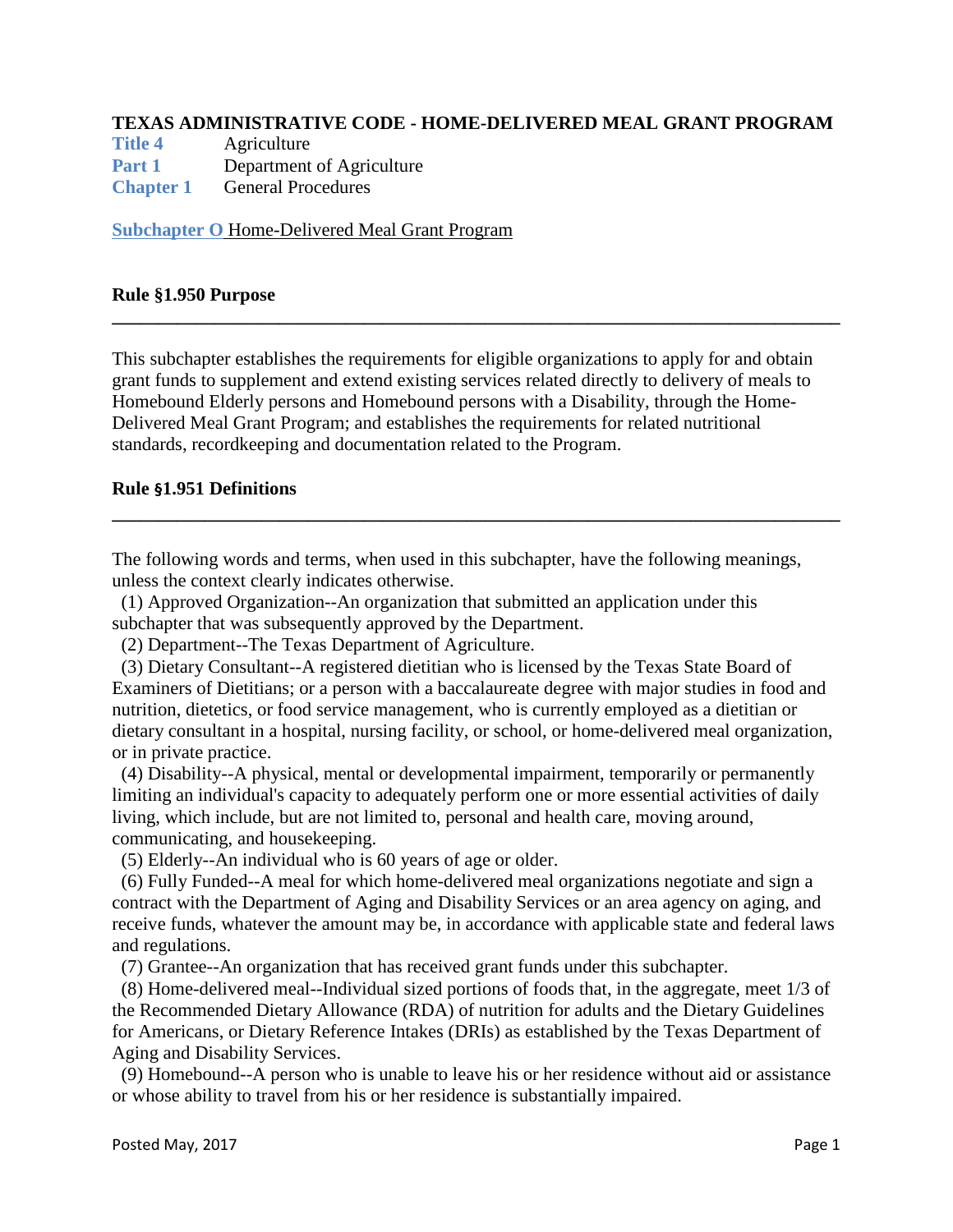# TEXAS ADMINISTRATIVE CODE - HOME-DELIVERED MEAL GRANT PROGRAM

**Title 4** Agriculture
**Part 1** Department of Agriculture
**Chapter 1** General Procedures

**Subchapter O** Home-Delivered Meal Grant Program

## Rule §1.950 Purpose

This subchapter establishes the requirements for eligible organizations to apply for and obtain grant funds to supplement and extend existing services related directly to delivery of meals to Homebound Elderly persons and Homebound persons with a Disability, through the Home-Delivered Meal Grant Program; and establishes the requirements for related nutritional standards, recordkeeping and documentation related to the Program.

## Rule §1.951 Definitions

The following words and terms, when used in this subchapter, have the following meanings, unless the context clearly indicates otherwise.

(1) Approved Organization--An organization that submitted an application under this subchapter that was subsequently approved by the Department.

(2) Department--The Texas Department of Agriculture.

(3) Dietary Consultant--A registered dietitian who is licensed by the Texas State Board of Examiners of Dietitians; or a person with a baccalaureate degree with major studies in food and nutrition, dietetics, or food service management, who is currently employed as a dietitian or dietary consultant in a hospital, nursing facility, or school, or home-delivered meal organization, or in private practice.

(4) Disability--A physical, mental or developmental impairment, temporarily or permanently limiting an individual's capacity to adequately perform one or more essential activities of daily living, which include, but are not limited to, personal and health care, moving around, communicating, and housekeeping.

(5) Elderly--An individual who is 60 years of age or older.

(6) Fully Funded--A meal for which home-delivered meal organizations negotiate and sign a contract with the Department of Aging and Disability Services or an area agency on aging, and receive funds, whatever the amount may be, in accordance with applicable state and federal laws and regulations.

(7) Grantee--An organization that has received grant funds under this subchapter.

(8) Home-delivered meal--Individual sized portions of foods that, in the aggregate, meet 1/3 of the Recommended Dietary Allowance (RDA) of nutrition for adults and the Dietary Guidelines for Americans, or Dietary Reference Intakes (DRIs) as established by the Texas Department of Aging and Disability Services.

(9) Homebound--A person who is unable to leave his or her residence without aid or assistance or whose ability to travel from his or her residence is substantially impaired.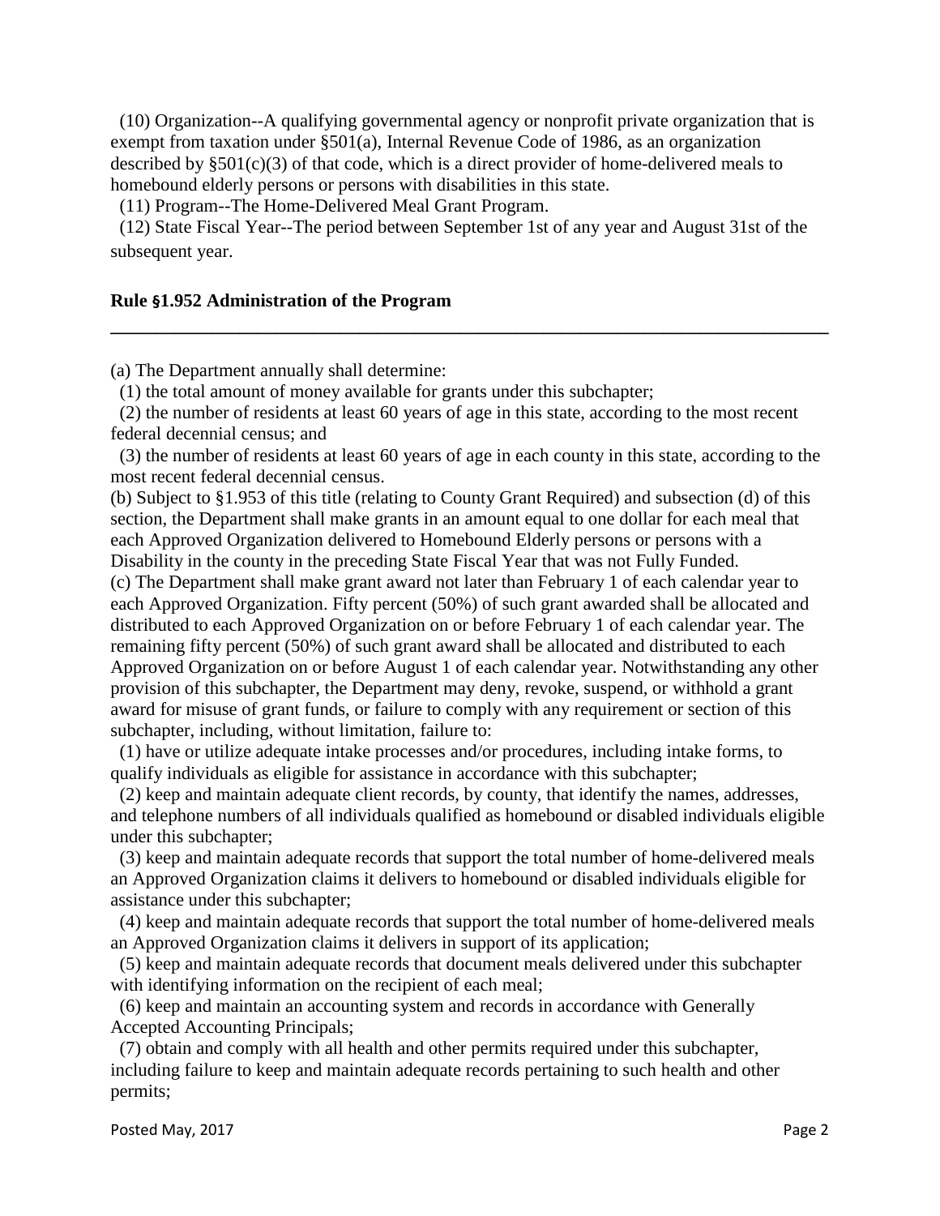(10) Organization--A qualifying governmental agency or nonprofit private organization that is exempt from taxation under §501(a), Internal Revenue Code of 1986, as an organization described by §501(c)(3) of that code, which is a direct provider of home-delivered meals to homebound elderly persons or persons with disabilities in this state.

(11) Program--The Home-Delivered Meal Grant Program.

(12) State Fiscal Year--The period between September 1st of any year and August 31st of the subsequent year.

**Rule §1.952 Administration of the Program**

---

(a) The Department annually shall determine:

(1) the total amount of money available for grants under this subchapter;

(2) the number of residents at least 60 years of age in this state, according to the most recent federal decennial census; and

(3) the number of residents at least 60 years of age in each county in this state, according to the most recent federal decennial census.

(b) Subject to §1.953 of this title (relating to County Grant Required) and subsection (d) of this section, the Department shall make grants in an amount equal to one dollar for each meal that each Approved Organization delivered to Homebound Elderly persons or persons with a Disability in the county in the preceding State Fiscal Year that was not Fully Funded.

(c) The Department shall make grant award not later than February 1 of each calendar year to each Approved Organization. Fifty percent (50%) of such grant awarded shall be allocated and distributed to each Approved Organization on or before February 1 of each calendar year. The remaining fifty percent (50%) of such grant award shall be allocated and distributed to each Approved Organization on or before August 1 of each calendar year. Notwithstanding any other provision of this subchapter, the Department may deny, revoke, suspend, or withhold a grant award for misuse of grant funds, or failure to comply with any requirement or section of this subchapter, including, without limitation, failure to:

(1) have or utilize adequate intake processes and/or procedures, including intake forms, to qualify individuals as eligible for assistance in accordance with this subchapter;

(2) keep and maintain adequate client records, by county, that identify the names, addresses, and telephone numbers of all individuals qualified as homebound or disabled individuals eligible under this subchapter;

(3) keep and maintain adequate records that support the total number of home-delivered meals an Approved Organization claims it delivers to homebound or disabled individuals eligible for assistance under this subchapter;

(4) keep and maintain adequate records that support the total number of home-delivered meals an Approved Organization claims it delivers in support of its application;

(5) keep and maintain adequate records that document meals delivered under this subchapter with identifying information on the recipient of each meal;

(6) keep and maintain an accounting system and records in accordance with Generally Accepted Accounting Principals;

(7) obtain and comply with all health and other permits required under this subchapter, including failure to keep and maintain adequate records pertaining to such health and other permits;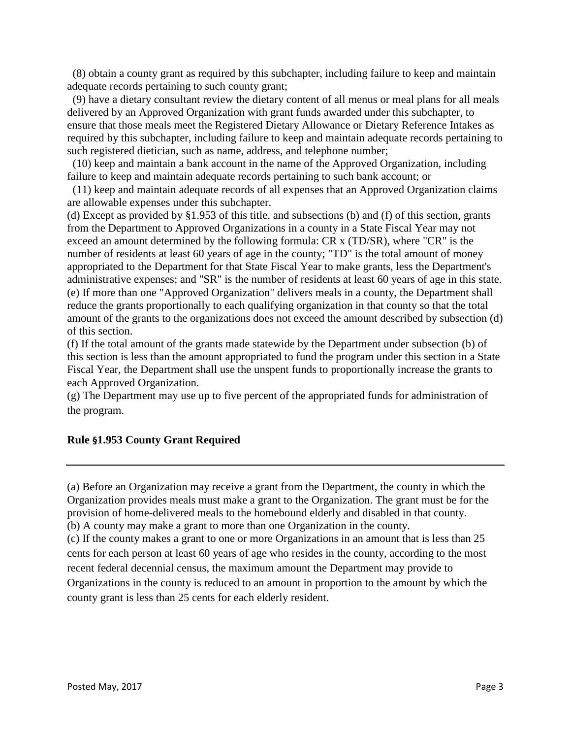(8) obtain a county grant as required by this subchapter, including failure to keep and maintain adequate records pertaining to such county grant;

(9) have a dietary consultant review the dietary content of all menus or meal plans for all meals delivered by an Approved Organization with grant funds awarded under this subchapter, to ensure that those meals meet the Registered Dietary Allowance or Dietary Reference Intakes as required by this subchapter, including failure to keep and maintain adequate records pertaining to such registered dietician, such as name, address, and telephone number;

(10) keep and maintain a bank account in the name of the Approved Organization, including failure to keep and maintain adequate records pertaining to such bank account; or

(11) keep and maintain adequate records of all expenses that an Approved Organization claims are allowable expenses under this subchapter.

(d) Except as provided by §1.953 of this title, and subsections (b) and (f) of this section, grants from the Department to Approved Organizations in a county in a State Fiscal Year may not exceed an amount determined by the following formula: CR x (TD/SR), where "CR" is the number of residents at least 60 years of age in the county; "TD" is the total amount of money appropriated to the Department for that State Fiscal Year to make grants, less the Department's administrative expenses; and "SR" is the number of residents at least 60 years of age in this state.

(e) If more than one "Approved Organization" delivers meals in a county, the Department shall reduce the grants proportionally to each qualifying organization in that county so that the total amount of the grants to the organizations does not exceed the amount described by subsection (d) of this section.

(f) If the total amount of the grants made statewide by the Department under subsection (b) of this section is less than the amount appropriated to fund the program under this section in a State Fiscal Year, the Department shall use the unspent funds to proportionally increase the grants to each Approved Organization.

(g) The Department may use up to five percent of the appropriated funds for administration of the program.

**Rule §1.953 County Grant Required**

---

(a) Before an Organization may receive a grant from the Department, the county in which the Organization provides meals must make a grant to the Organization. The grant must be for the provision of home-delivered meals to the homebound elderly and disabled in that county.

(b) A county may make a grant to more than one Organization in the county.

(c) If the county makes a grant to one or more Organizations in an amount that is less than 25 cents for each person at least 60 years of age who resides in the county, according to the most recent federal decennial census, the maximum amount the Department may provide to Organizations in the county is reduced to an amount in proportion to the amount by which the county grant is less than 25 cents for each elderly resident.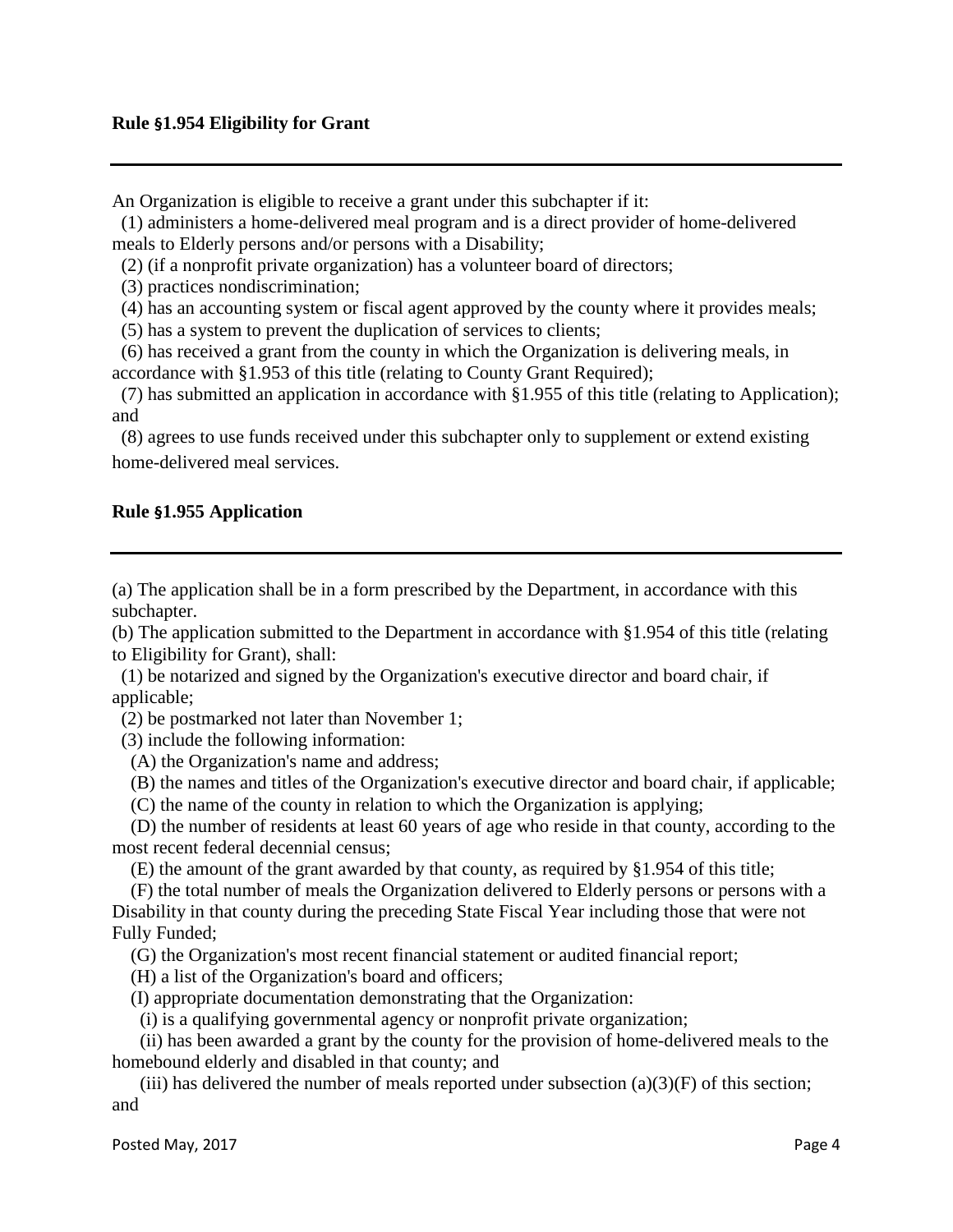### Rule §1.954 Eligibility for Grant

---

An Organization is eligible to receive a grant under this subchapter if it:

(1) administers a home-delivered meal program and is a direct provider of home-delivered meals to Elderly persons and/or persons with a Disability;

(2) (if a nonprofit private organization) has a volunteer board of directors;

(3) practices nondiscrimination;

(4) has an accounting system or fiscal agent approved by the county where it provides meals;

(5) has a system to prevent the duplication of services to clients;

(6) has received a grant from the county in which the Organization is delivering meals, in accordance with §1.953 of this title (relating to County Grant Required);

(7) has submitted an application in accordance with §1.955 of this title (relating to Application); and

(8) agrees to use funds received under this subchapter only to supplement or extend existing home-delivered meal services.

### Rule §1.955 Application

---

(a) The application shall be in a form prescribed by the Department, in accordance with this subchapter.

(b) The application submitted to the Department in accordance with §1.954 of this title (relating to Eligibility for Grant), shall:

(1) be notarized and signed by the Organization's executive director and board chair, if applicable;

(2) be postmarked not later than November 1;

(3) include the following information:

(A) the Organization's name and address;

(B) the names and titles of the Organization's executive director and board chair, if applicable;

(C) the name of the county in relation to which the Organization is applying;

(D) the number of residents at least 60 years of age who reside in that county, according to the most recent federal decennial census;

(E) the amount of the grant awarded by that county, as required by §1.954 of this title;

(F) the total number of meals the Organization delivered to Elderly persons or persons with a Disability in that county during the preceding State Fiscal Year including those that were not Fully Funded;

(G) the Organization's most recent financial statement or audited financial report;

(H) a list of the Organization's board and officers;

(I) appropriate documentation demonstrating that the Organization:

(i) is a qualifying governmental agency or nonprofit private organization;

(ii) has been awarded a grant by the county for the provision of home-delivered meals to the homebound elderly and disabled in that county; and

(iii) has delivered the number of meals reported under subsection (a)(3)(F) of this section; and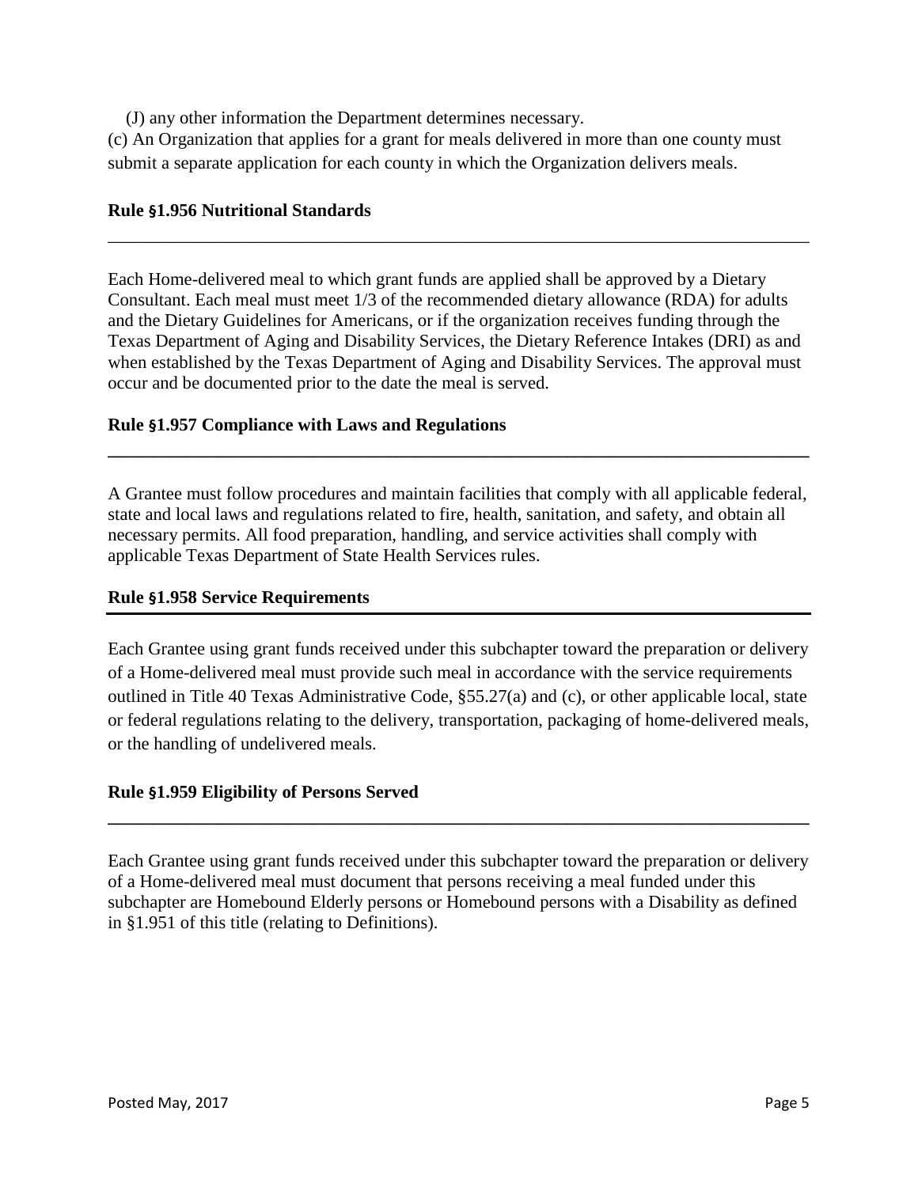(J) any other information the Department determines necessary.

(c) An Organization that applies for a grant for meals delivered in more than one county must submit a separate application for each county in which the Organization delivers meals.

### Rule §1.956 Nutritional Standards

Each Home-delivered meal to which grant funds are applied shall be approved by a Dietary Consultant. Each meal must meet 1/3 of the recommended dietary allowance (RDA) for adults and the Dietary Guidelines for Americans, or if the organization receives funding through the Texas Department of Aging and Disability Services, the Dietary Reference Intakes (DRI) as and when established by the Texas Department of Aging and Disability Services. The approval must occur and be documented prior to the date the meal is served.

### Rule §1.957 Compliance with Laws and Regulations

A Grantee must follow procedures and maintain facilities that comply with all applicable federal, state and local laws and regulations related to fire, health, sanitation, and safety, and obtain all necessary permits. All food preparation, handling, and service activities shall comply with applicable Texas Department of State Health Services rules.

### Rule §1.958 Service Requirements

Each Grantee using grant funds received under this subchapter toward the preparation or delivery of a Home-delivered meal must provide such meal in accordance with the service requirements outlined in Title 40 Texas Administrative Code, §55.27(a) and (c), or other applicable local, state or federal regulations relating to the delivery, transportation, packaging of home-delivered meals, or the handling of undelivered meals.

### Rule §1.959 Eligibility of Persons Served

Each Grantee using grant funds received under this subchapter toward the preparation or delivery of a Home-delivered meal must document that persons receiving a meal funded under this subchapter are Homebound Elderly persons or Homebound persons with a Disability as defined in §1.951 of this title (relating to Definitions).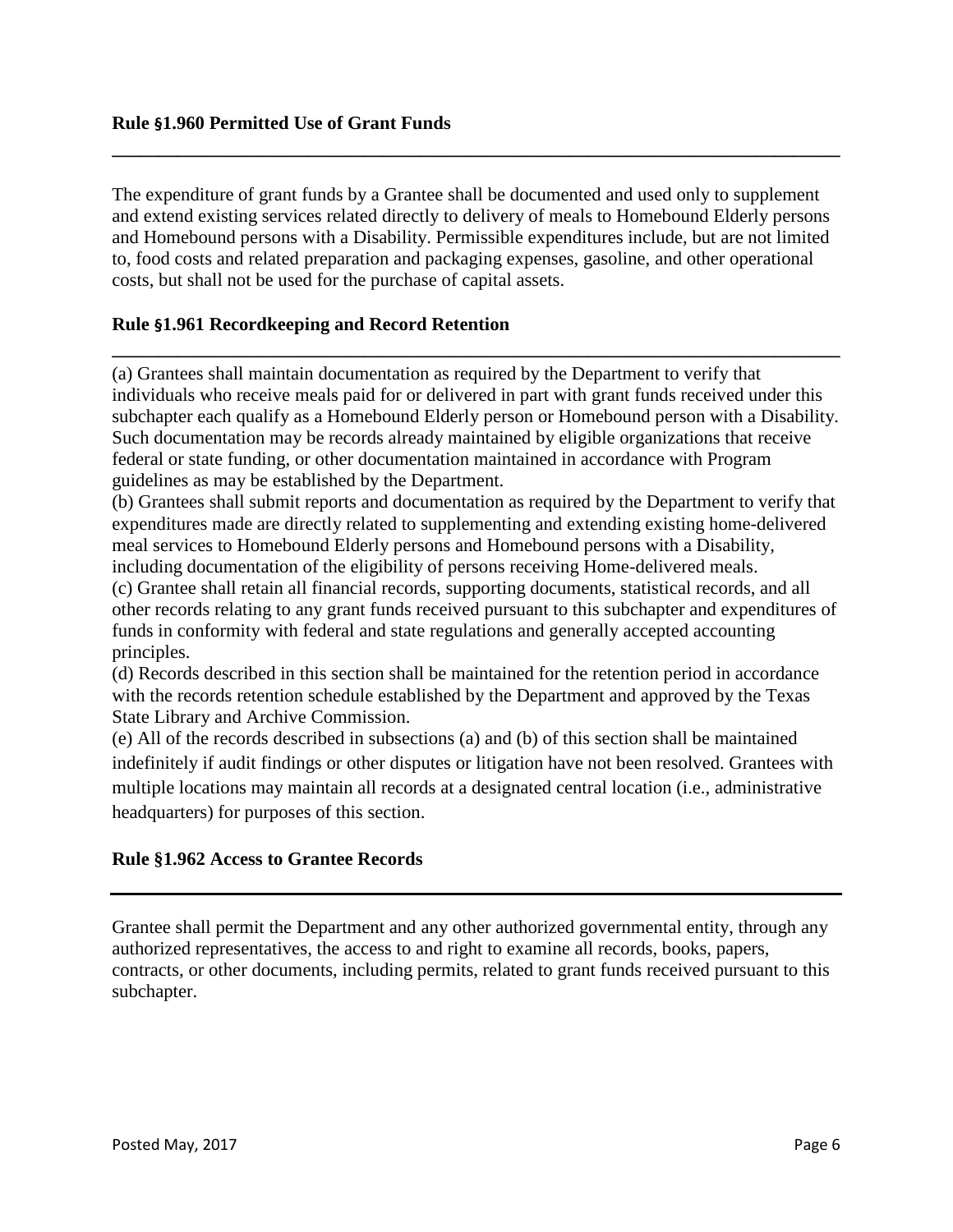**Rule §1.960 Permitted Use of Grant Funds**

The expenditure of grant funds by a Grantee shall be documented and used only to supplement and extend existing services related directly to delivery of meals to Homebound Elderly persons and Homebound persons with a Disability. Permissible expenditures include, but are not limited to, food costs and related preparation and packaging expenses, gasoline, and other operational costs, but shall not be used for the purchase of capital assets.

**Rule §1.961 Recordkeeping and Record Retention**

(a) Grantees shall maintain documentation as required by the Department to verify that individuals who receive meals paid for or delivered in part with grant funds received under this subchapter each qualify as a Homebound Elderly person or Homebound person with a Disability. Such documentation may be records already maintained by eligible organizations that receive federal or state funding, or other documentation maintained in accordance with Program guidelines as may be established by the Department.

(b) Grantees shall submit reports and documentation as required by the Department to verify that expenditures made are directly related to supplementing and extending existing home-delivered meal services to Homebound Elderly persons and Homebound persons with a Disability, including documentation of the eligibility of persons receiving Home-delivered meals.

(c) Grantee shall retain all financial records, supporting documents, statistical records, and all other records relating to any grant funds received pursuant to this subchapter and expenditures of funds in conformity with federal and state regulations and generally accepted accounting principles.

(d) Records described in this section shall be maintained for the retention period in accordance with the records retention schedule established by the Department and approved by the Texas State Library and Archive Commission.

(e) All of the records described in subsections (a) and (b) of this section shall be maintained indefinitely if audit findings or other disputes or litigation have not been resolved. Grantees with multiple locations may maintain all records at a designated central location (i.e., administrative headquarters) for purposes of this section.

**Rule §1.962 Access to Grantee Records**

Grantee shall permit the Department and any other authorized governmental entity, through any authorized representatives, the access to and right to examine all records, books, papers, contracts, or other documents, including permits, related to grant funds received pursuant to this subchapter.